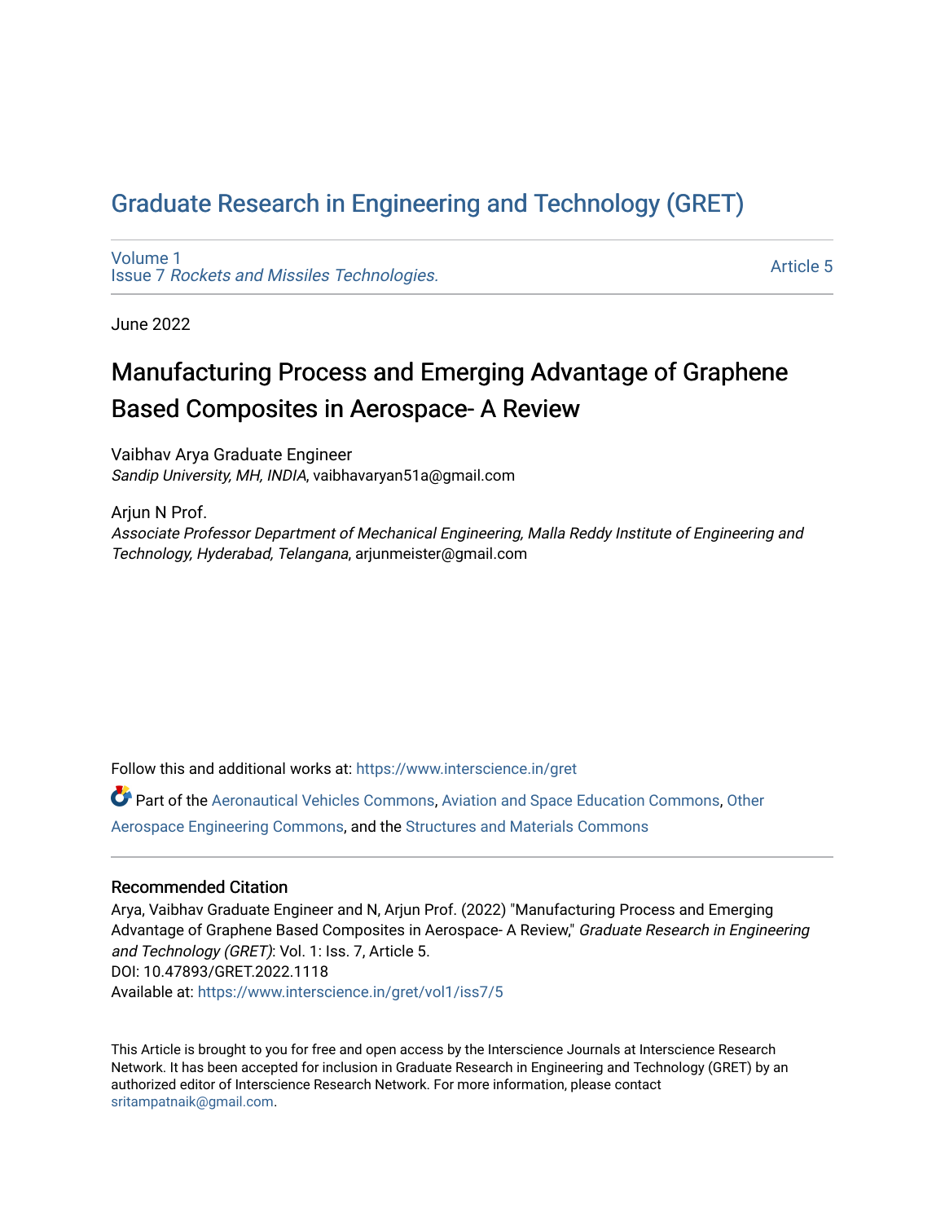# Graduate Research in Engineering and Technology (GRET)

Volume 1
Issue 7 *Rockets and Missiles Technologies.*

Article 5

June 2022

## Manufacturing Process and Emerging Advantage of Graphene Based Composites in Aerospace- A Review

Vaibhav Arya Graduate Engineer
*Sandip University, MH, INDIA*, vaibhavaryan51a@gmail.com

Arjun N Prof.
*Associate Professor Department of Mechanical Engineering, Malla Reddy Institute of Engineering and Technology, Hyderabad, Telangana*, arjunmeister@gmail.com

Follow this and additional works at: https://www.interscience.in/gret

Part of the Aeronautical Vehicles Commons, Aviation and Space Education Commons, Other Aerospace Engineering Commons, and the Structures and Materials Commons

### Recommended Citation

Arya, Vaibhav Graduate Engineer and N, Arjun Prof. (2022) "Manufacturing Process and Emerging Advantage of Graphene Based Composites in Aerospace- A Review," *Graduate Research in Engineering and Technology (GRET)*: Vol. 1: Iss. 7, Article 5.
DOI: 10.47893/GRET.2022.1118
Available at: https://www.interscience.in/gret/vol1/iss7/5

This Article is brought to you for free and open access by the Interscience Journals at Interscience Research Network. It has been accepted for inclusion in Graduate Research in Engineering and Technology (GRET) by an authorized editor of Interscience Research Network. For more information, please contact sritampatnaik@gmail.com.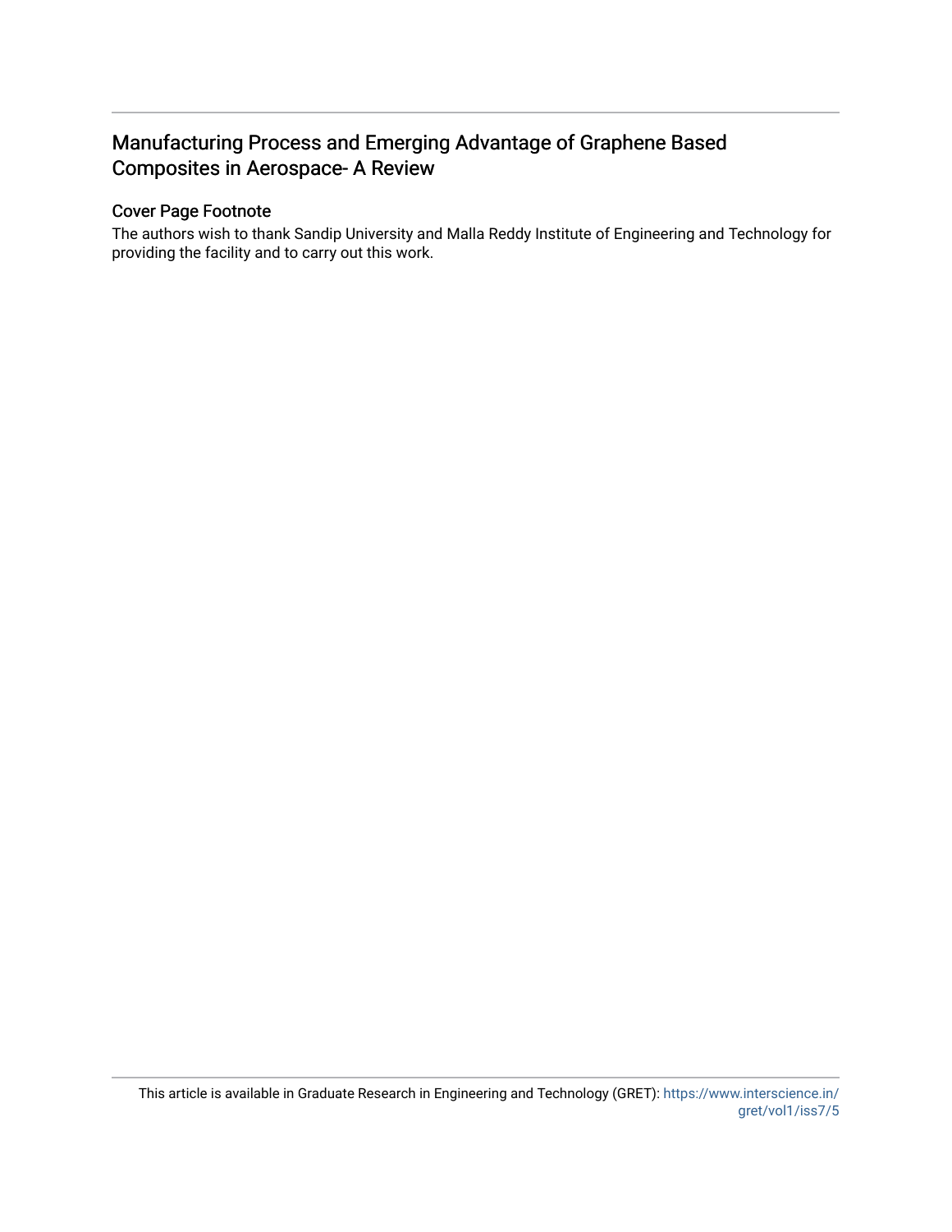# Manufacturing Process and Emerging Advantage of Graphene Based Composites in Aerospace- A Review

## Cover Page Footnote

The authors wish to thank Sandip University and Malla Reddy Institute of Engineering and Technology for providing the facility and to carry out this work.

This article is available in Graduate Research in Engineering and Technology (GRET): https://www.interscience.in/gret/vol1/iss7/5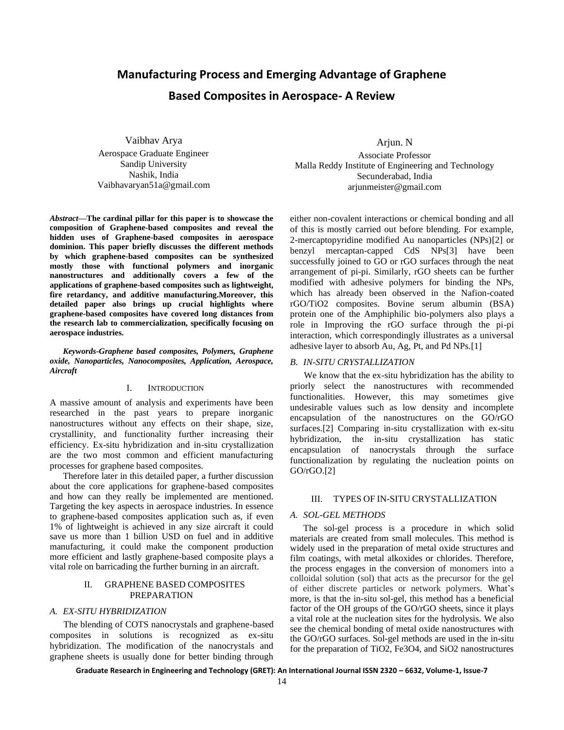# Manufacturing Process and Emerging Advantage of Graphene Based Composites in Aerospace- A Review

Vaibhav Arya
Aerospace Graduate Engineer
Sandip University
Nashik, India
Vaibhavaryan51a@gmail.com

Arjun. N
Associate Professor
Malla Reddy Institute of Engineering and Technology
Secunderabad, India
arjunmeister@gmail.com

***Abstract*—The cardinal pillar for this paper is to showcase the composition of Graphene-based composites and reveal the hidden uses of Graphene-based composites in aerospace dominion. This paper briefly discusses the different methods by which graphene-based composites can be synthesized mostly those with functional polymers and inorganic nanostructures and additionally covers a few of the applications of graphene-based composites such as lightweight, fire retardancy, and additive manufacturing.Moreover, this detailed paper also brings up crucial highlights where graphene-based composites have covered long distances from the research lab to commercialization, specifically focusing on aerospace industries.**

***Keywords-Graphene based composites, Polymers, Graphene oxide, Nanoparticles, Nanocomposites, Application, Aerospace, Aircraft***

## I. INTRODUCTION

A massive amount of analysis and experiments have been researched in the past years to prepare inorganic nanostructures without any effects on their shape, size, crystallinity, and functionality further increasing their efficiency. Ex-situ hybridization and in-situ crystallization are the two most common and efficient manufacturing processes for graphene based composites.

Therefore later in this detailed paper, a further discussion about the core applications for graphene-based composites and how can they really be implemented are mentioned. Targeting the key aspects in aerospace industries. In essence to graphene-based composites application such as, if even 1% of lightweight is achieved in any size aircraft it could save us more than 1 billion USD on fuel and in additive manufacturing, it could make the component production more efficient and lastly graphene-based composite plays a vital role on barricading the further burning in an aircraft.

## II. GRAPHENE BASED COMPOSITES PREPARATION

### A. EX-SITU HYBRIDIZATION

The blending of COTS nanocrystals and graphene-based composites in solutions is recognized as ex-situ hybridization. The modification of the nanocrystals and graphene sheets is usually done for better binding through either non-covalent interactions or chemical bonding and all of this is mostly carried out before blending. For example, 2-mercaptopyridine modified Au nanoparticles (NPs)[2] or benzyl mercaptan-capped CdS NPs[3] have been successfully joined to GO or rGO surfaces through the neat arrangement of pi-pi. Similarly, rGO sheets can be further modified with adhesive polymers for binding the NPs, which has already been observed in the Nafion-coated rGO/TiO2 composites. Bovine serum albumin (BSA) protein one of the Amphiphilic bio-polymers also plays a role in Improving the rGO surface through the pi-pi interaction, which correspondingly illustrates as a universal adhesive layer to absorb Au, Ag, Pt, and Pd NPs.[1]

### B. IN-SITU CRYSTALLIZATION

We know that the ex-situ hybridization has the ability to priorly select the nanostructures with recommended functionalities. However, this may sometimes give undesirable values such as low density and incomplete encapsulation of the nanostructures on the GO/rGO surfaces.[2] Comparing in-situ crystallization with ex-situ hybridization, the in-situ crystallization has static encapsulation of nanocrystals through the surface functionalization by regulating the nucleation points on GO/rGO.[2]

## III. TYPES OF IN-SITU CRYSTALLIZATION

### A. SOL-GEL METHODS

The sol-gel process is a procedure in which solid materials are created from small molecules. This method is widely used in the preparation of metal oxide structures and film coatings, with metal alkoxides or chlorides. Therefore, the process engages in the conversion of monomers into a colloidal solution (sol) that acts as the precursor for the gel of either discrete particles or network polymers. What's more, is that the in-situ sol-gel, this method has a beneficial factor of the OH groups of the GO/rGO sheets, since it plays a vital role at the nucleation sites for the hydrolysis. We also see the chemical bonding of metal oxide nanostructures with the GO/rGO surfaces. Sol-gel methods are used in the in-situ for the preparation of $TiO_2$, $Fe_3O_4$, and $SiO_2$ nanostructures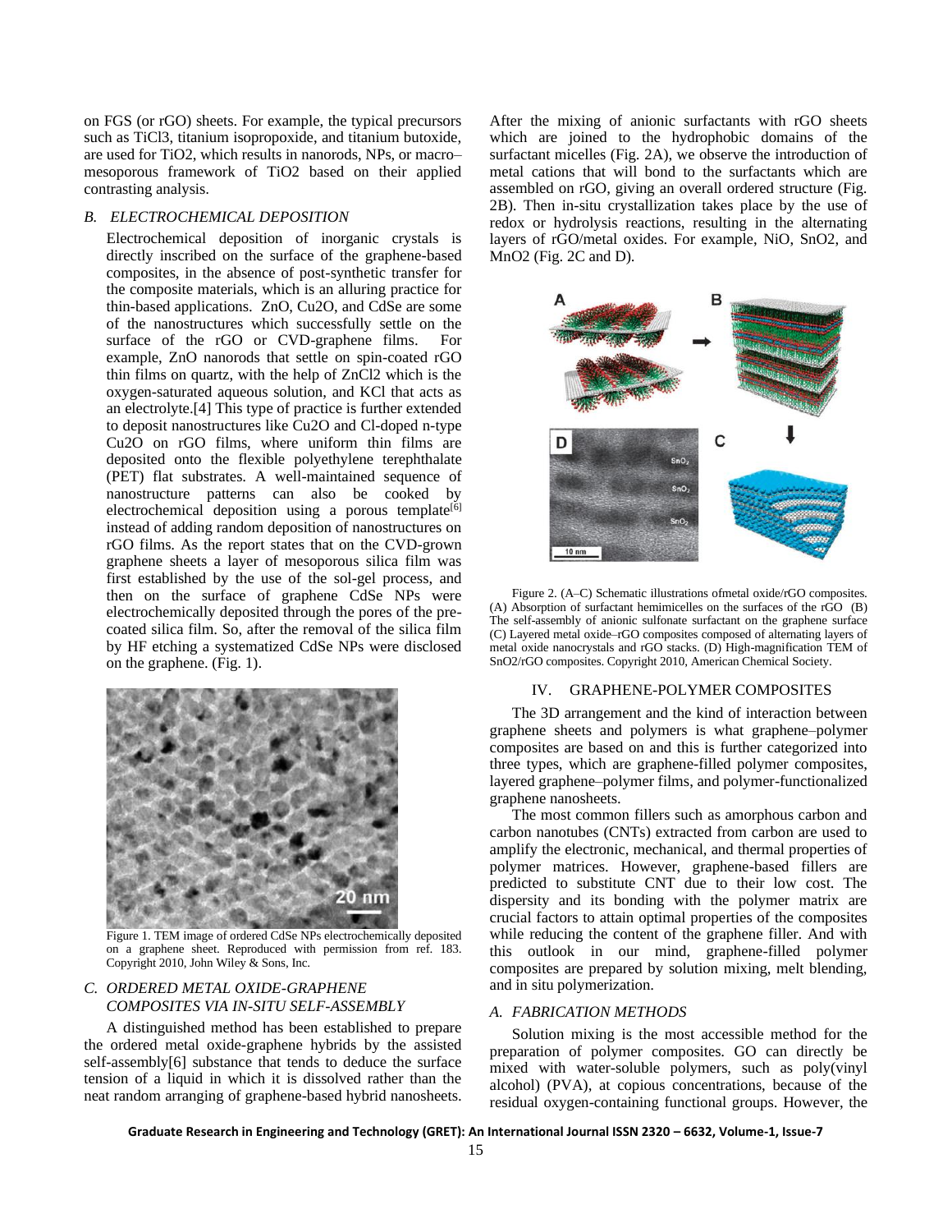on FGS (or rGO) sheets. For example, the typical precursors such as $TiCl_3$, titanium isopropoxide, and titanium butoxide, are used for $TiO_2$, which results in nanorods, NPs, or macro–mesoporous framework of $TiO_2$ based on their applied contrasting analysis.

### *B. ELECTROCHEMICAL DEPOSITION*

Electrochemical deposition of inorganic crystals is directly inscribed on the surface of the graphene-based composites, in the absence of post-synthetic transfer for the composite materials, which is an alluring practice for thin-based applications. ZnO, $Cu_2O$, and CdSe are some of the nanostructures which successfully settle on the surface of the rGO or CVD-graphene films. For example, ZnO nanorods that settle on spin-coated rGO thin films on quartz, with the help of $ZnCl_2$ which is the oxygen-saturated aqueous solution, and KCl that acts as an electrolyte.[4] This type of practice is further extended to deposit nanostructures like $Cu_2O$ and Cl-doped n-type $Cu_2O$ on rGO films, where uniform thin films are deposited onto the flexible polyethylene terephthalate (PET) flat substrates. A well-maintained sequence of nanostructure patterns can also be cooked by electrochemical deposition using a porous template[6] instead of adding random deposition of nanostructures on rGO films. As the report states that on the CVD-grown graphene sheets a layer of mesoporous silica film was first established by the use of the sol-gel process, and then on the surface of graphene CdSe NPs were electrochemically deposited through the pores of the pre-coated silica film. So, after the removal of the silica film by HF etching a systematized CdSe NPs were disclosed on the graphene. (Fig. 1).

Figure 1. TEM image of ordered CdSe NPs electrochemically deposited on a graphene sheet. Reproduced with permission from ref. 183. Copyright 2010, John Wiley & Sons, Inc.

### *C. ORDERED METAL OXIDE-GRAPHENE COMPOSITES VIA IN-SITU SELF-ASSEMBLY*

A distinguished method has been established to prepare the ordered metal oxide-graphene hybrids by the assisted self-assembly[6] substance that tends to deduce the surface tension of a liquid in which it is dissolved rather than the neat random arranging of graphene-based hybrid nanosheets. After the mixing of anionic surfactants with rGO sheets which are joined to the hydrophobic domains of the surfactant micelles (Fig. 2A), we observe the introduction of metal cations that will bond to the surfactants which are assembled on rGO, giving an overall ordered structure (Fig. 2B). Then in-situ crystallization takes place by the use of redox or hydrolysis reactions, resulting in the alternating layers of rGO/metal oxides. For example, NiO, $SnO_2$, and $MnO_2$ (Fig. 2C and D).

Figure 2. (A–C) Schematic illustrations ofmetal oxide/rGO composites. (A) Absorption of surfactant hemimicelles on the surfaces of the rGO (B) The self-assembly of anionic sulfonate surfactant on the graphene surface (C) Layered metal oxide–rGO composites composed of alternating layers of metal oxide nanocrystals and rGO stacks. (D) High-magnification TEM of $SnO_2$/rGO composites. Copyright 2010, American Chemical Society.

## IV. GRAPHENE-POLYMER COMPOSITES

The 3D arrangement and the kind of interaction between graphene sheets and polymers is what graphene–polymer composites are based on and this is further categorized into three types, which are graphene-filled polymer composites, layered graphene–polymer films, and polymer-functionalized graphene nanosheets.

The most common fillers such as amorphous carbon and carbon nanotubes (CNTs) extracted from carbon are used to amplify the electronic, mechanical, and thermal properties of polymer matrices. However, graphene-based fillers are predicted to substitute CNT due to their low cost. The dispersity and its bonding with the polymer matrix are crucial factors to attain optimal properties of the composites while reducing the content of the graphene filler. And with this outlook in our mind, graphene-filled polymer composites are prepared by solution mixing, melt blending, and in situ polymerization.

### *A. FABRICATION METHODS*

Solution mixing is the most accessible method for the preparation of polymer composites. GO can directly be mixed with water-soluble polymers, such as poly(vinyl alcohol) (PVA), at copious concentrations, because of the residual oxygen-containing functional groups. However, the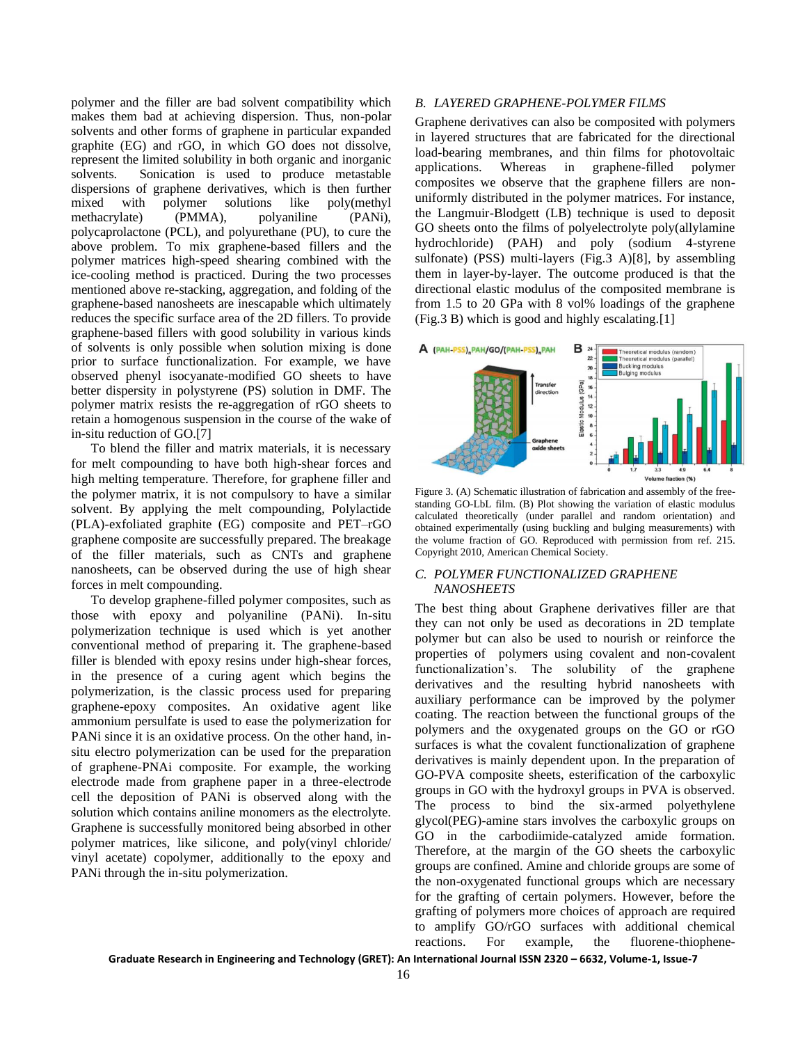polymer and the filler are bad solvent compatibility which makes them bad at achieving dispersion. Thus, non-polar solvents and other forms of graphene in particular expanded graphite (EG) and rGO, in which GO does not dissolve, represent the limited solubility in both organic and inorganic solvents. Sonication is used to produce metastable dispersions of graphene derivatives, which is then further mixed with polymer solutions like poly(methyl methacrylate) (PMMA), polyaniline (PANi), polycaprolactone (PCL), and polyurethane (PU), to cure the above problem. To mix graphene-based fillers and the polymer matrices high-speed shearing combined with the ice-cooling method is practiced. During the two processes mentioned above re-stacking, aggregation, and folding of the graphene-based nanosheets are inescapable which ultimately reduces the specific surface area of the 2D fillers. To provide graphene-based fillers with good solubility in various kinds of solvents is only possible when solution mixing is done prior to surface functionalization. For example, we have observed phenyl isocyanate-modified GO sheets to have better dispersity in polystyrene (PS) solution in DMF. The polymer matrix resists the re-aggregation of rGO sheets to retain a homogenous suspension in the course of the wake of in-situ reduction of GO.[7]

To blend the filler and matrix materials, it is necessary for melt compounding to have both high-shear forces and high melting temperature. Therefore, for graphene filler and the polymer matrix, it is not compulsory to have a similar solvent. By applying the melt compounding, Polylactide (PLA)-exfoliated graphite (EG) composite and PET–rGO graphene composite are successfully prepared. The breakage of the filler materials, such as CNTs and graphene nanosheets, can be observed during the use of high shear forces in melt compounding.

To develop graphene-filled polymer composites, such as those with epoxy and polyaniline (PANi). In-situ polymerization technique is used which is yet another conventional method of preparing it. The graphene-based filler is blended with epoxy resins under high-shear forces, in the presence of a curing agent which begins the polymerization, is the classic process used for preparing graphene-epoxy composites. An oxidative agent like ammonium persulfate is used to ease the polymerization for PANi since it is an oxidative process. On the other hand, in-situ electro polymerization can be used for the preparation of graphene-PNAi composite. For example, the working electrode made from graphene paper in a three-electrode cell the deposition of PANi is observed along with the solution which contains aniline monomers as the electrolyte. Graphene is successfully monitored being absorbed in other polymer matrices, like silicone, and poly(vinyl chloride/ vinyl acetate) copolymer, additionally to the epoxy and PANi through the in-situ polymerization.

### B. *LAYERED GRAPHENE-POLYMER FILMS*

Graphene derivatives can also be composited with polymers in layered structures that are fabricated for the directional load-bearing membranes, and thin films for photovoltaic applications. Whereas in graphene-filled polymer composites we observe that the graphene fillers are non-uniformly distributed in the polymer matrices. For instance, the Langmuir-Blodgett (LB) technique is used to deposit GO sheets onto the films of polyelectrolyte poly(allylamine hydrochloride) (PAH) and poly (sodium 4-styrene sulfonate) (PSS) multi-layers (Fig.3 A)[8], by assembling them in layer-by-layer. The outcome produced is that the directional elastic modulus of the composited membrane is from 1.5 to 20 GPa with 8 vol% loadings of the graphene (Fig.3 B) which is good and highly escalating.[1]

Figure 3. (A) Schematic illustration of fabrication and assembly of the free-standing GO-LbL film. (B) Plot showing the variation of elastic modulus calculated theoretically (under parallel and random orientation) and obtained experimentally (using buckling and bulging measurements) with the volume fraction of GO. Reproduced with permission from ref. 215. Copyright 2010, American Chemical Society.

### C. *POLYMER FUNCTIONALIZED GRAPHENE NANOSHEETS*

The best thing about Graphene derivatives filler are that they can not only be used as decorations in 2D template polymer but can also be used to nourish or reinforce the properties of polymers using covalent and non-covalent functionalization's. The solubility of the graphene derivatives and the resulting hybrid nanosheets with auxiliary performance can be improved by the polymer coating. The reaction between the functional groups of the polymers and the oxygenated groups on the GO or rGO surfaces is what the covalent functionalization of graphene derivatives is mainly dependent upon. In the preparation of GO-PVA composite sheets, esterification of the carboxylic groups in GO with the hydroxyl groups in PVA is observed. The process to bind the six-armed polyethylene glycol(PEG)-amine stars involves the carboxylic groups on GO in the carbodiimide-catalyzed amide formation. Therefore, at the margin of the GO sheets the carboxylic groups are confined. Amine and chloride groups are some of the non-oxygenated functional groups which are necessary for the grafting of certain polymers. However, before the grafting of polymers more choices of approach are required to amplify GO/rGO surfaces with additional chemical reactions. For example, the fluorene-thiophene-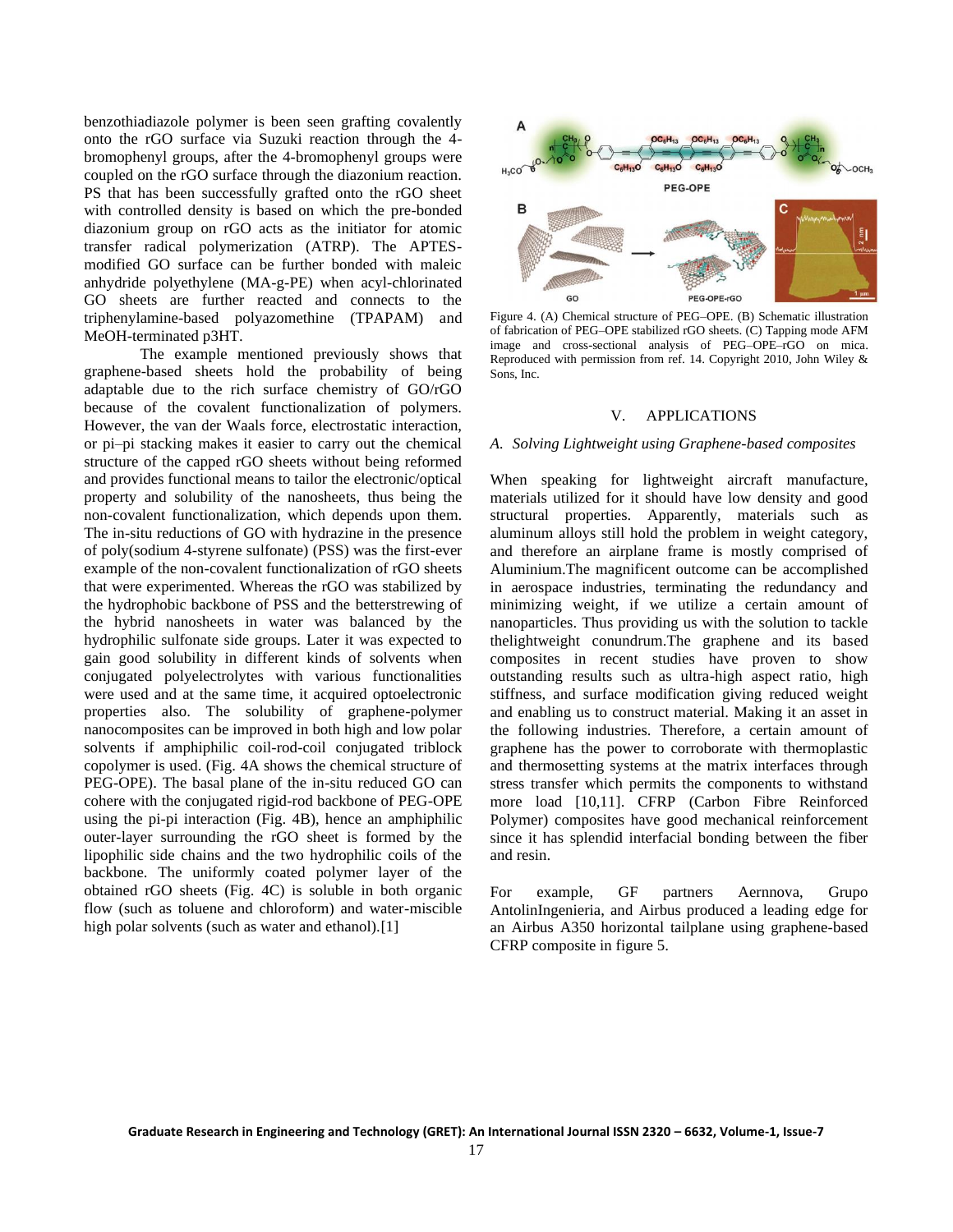benzothiadiazole polymer is been seen grafting covalently onto the rGO surface via Suzuki reaction through the 4-bromophenyl groups, after the 4-bromophenyl groups were coupled on the rGO surface through the diazonium reaction. PS that has been successfully grafted onto the rGO sheet with controlled density is based on which the pre-bonded diazonium group on rGO acts as the initiator for atomic transfer radical polymerization (ATRP). The APTES-modified GO surface can be further bonded with maleic anhydride polyethylene (MA-g-PE) when acyl-chlorinated GO sheets are further reacted and connects to the triphenylamine-based polyazomethine (TPAPAM) and MeOH-terminated p3HT.

The example mentioned previously shows that graphene-based sheets hold the probability of being adaptable due to the rich surface chemistry of GO/rGO because of the covalent functionalization of polymers. However, the van der Waals force, electrostatic interaction, or pi–pi stacking makes it easier to carry out the chemical structure of the capped rGO sheets without being reformed and provides functional means to tailor the electronic/optical property and solubility of the nanosheets, thus being the non-covalent functionalization, which depends upon them. The in-situ reductions of GO with hydrazine in the presence of poly(sodium 4-styrene sulfonate) (PSS) was the first-ever example of the non-covalent functionalization of rGO sheets that were experimented. Whereas the rGO was stabilized by the hydrophobic backbone of PSS and the betterstrewing of the hybrid nanosheets in water was balanced by the hydrophilic sulfonate side groups. Later it was expected to gain good solubility in different kinds of solvents when conjugated polyelectrolytes with various functionalities were used and at the same time, it acquired optoelectronic properties also. The solubility of graphene-polymer nanocomposites can be improved in both high and low polar solvents if amphiphilic coil-rod-coil conjugated triblock copolymer is used. (Fig. 4A shows the chemical structure of PEG-OPE). The basal plane of the in-situ reduced GO can cohere with the conjugated rigid-rod backbone of PEG-OPE using the pi-pi interaction (Fig. 4B), hence an amphiphilic outer-layer surrounding the rGO sheet is formed by the lipophilic side chains and the two hydrophilic coils of the backbone. The uniformly coated polymer layer of the obtained rGO sheets (Fig. 4C) is soluble in both organic flow (such as toluene and chloroform) and water-miscible high polar solvents (such as water and ethanol).[1]

Figure 4. (A) Chemical structure of PEG–OPE. (B) Schematic illustration of fabrication of PEG–OPE stabilized rGO sheets. (C) Tapping mode AFM image and cross-sectional analysis of PEG–OPE–rGO on mica. Reproduced with permission from ref. 14. Copyright 2010, John Wiley & Sons, Inc.

## V. APPLICATIONS

### *A. Solving Lightweight using Graphene-based composites*

When speaking for lightweight aircraft manufacture, materials utilized for it should have low density and good structural properties. Apparently, materials such as aluminum alloys still hold the problem in weight category, and therefore an airplane frame is mostly comprised of Aluminium.The magnificent outcome can be accomplished in aerospace industries, terminating the redundancy and minimizing weight, if we utilize a certain amount of nanoparticles. Thus providing us with the solution to tackle thelightweight conundrum.The graphene and its based composites in recent studies have proven to show outstanding results such as ultra-high aspect ratio, high stiffness, and surface modification giving reduced weight and enabling us to construct material. Making it an asset in the following industries. Therefore, a certain amount of graphene has the power to corroborate with thermoplastic and thermosetting systems at the matrix interfaces through stress transfer which permits the components to withstand more load [10,11]. CFRP (Carbon Fibre Reinforced Polymer) composites have good mechanical reinforcement since it has splendid interfacial bonding between the fiber and resin.

For example, GF partners Aernnova, Grupo AntolinIngenieria, and Airbus produced a leading edge for an Airbus A350 horizontal tailplane using graphene-based CFRP composite in figure 5.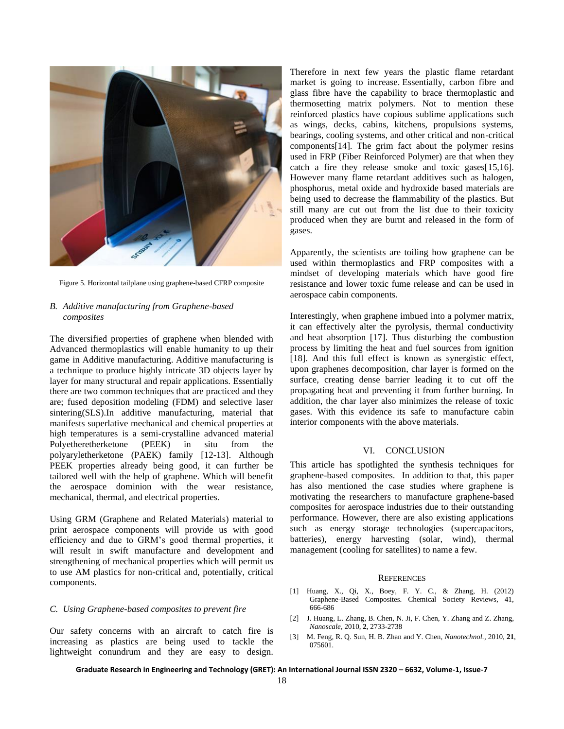Figure 5. Horizontal tailplane using graphene-based CFRP composite

### *B. Additive manufacturing from Graphene-based composites*

The diversified properties of graphene when blended with Advanced thermoplastics will enable humanity to up their game in Additive manufacturing. Additive manufacturing is a technique to produce highly intricate 3D objects layer by layer for many structural and repair applications. Essentially there are two common techniques that are practiced and they are; fused deposition modeling (FDM) and selective laser sintering(SLS).In additive manufacturing, material that manifests superlative mechanical and chemical properties at high temperatures is a semi-crystalline advanced material Polyetheretherketone (PEEK) in situ from the polyaryletherketone (PAEK) family [12-13]. Although PEEK properties already being good, it can further be tailored well with the help of graphene. Which will benefit the aerospace dominion with the wear resistance, mechanical, thermal, and electrical properties.

Using GRM (Graphene and Related Materials) material to print aerospace components will provide us with good efficiency and due to GRM's good thermal properties, it will result in swift manufacture and development and strengthening of mechanical properties which will permit us to use AM plastics for non-critical and, potentially, critical components.

### *C. Using Graphene-based composites to prevent fire*

Our safety concerns with an aircraft to catch fire is increasing as plastics are being used to tackle the lightweight conundrum and they are easy to design. Therefore in next few years the plastic flame retardant market is going to increase. Essentially, carbon fibre and glass fibre have the capability to brace thermoplastic and thermosetting matrix polymers. Not to mention these reinforced plastics have copious sublime applications such as wings, decks, cabins, kitchens, propulsions systems, bearings, cooling systems, and other critical and non-critical components[14]. The grim fact about the polymer resins used in FRP (Fiber Reinforced Polymer) are that when they catch a fire they release smoke and toxic gases[15,16]. However many flame retardant additives such as halogen, phosphorus, metal oxide and hydroxide based materials are being used to decrease the flammability of the plastics. But still many are cut out from the list due to their toxicity produced when they are burnt and released in the form of gases.

Apparently, the scientists are toiling how graphene can be used within thermoplastics and FRP composites with a mindset of developing materials which have good fire resistance and lower toxic fume release and can be used in aerospace cabin components.

Interestingly, when graphene imbued into a polymer matrix, it can effectively alter the pyrolysis, thermal conductivity and heat absorption [17]. Thus disturbing the combustion process by limiting the heat and fuel sources from ignition [18]. And this full effect is known as synergistic effect, upon graphenes decomposition, char layer is formed on the surface, creating dense barrier leading it to cut off the propagating heat and preventing it from further burning. In addition, the char layer also minimizes the release of toxic gases. With this evidence its safe to manufacture cabin interior components with the above materials.

## VI. CONCLUSION

This article has spotlighted the synthesis techniques for graphene-based composites. In addition to that, this paper has also mentioned the case studies where graphene is motivating the researchers to manufacture graphene-based composites for aerospace industries due to their outstanding performance. However, there are also existing applications such as energy storage technologies (supercapacitors, batteries), energy harvesting (solar, wind), thermal management (cooling for satellites) to name a few.

## REFERENCES

[1] Huang, X., Qi, X., Boey, F. Y. C., & Zhang, H. (2012) Graphene-Based Composites. Chemical Society Reviews, 41, 666-686

[2] J. Huang, L. Zhang, B. Chen, N. Ji, F. Chen, Y. Zhang and Z. Zhang, *Nanoscale*, 2010, **2**, 2733-2738

[3] M. Feng, R. Q. Sun, H. B. Zhan and Y. Chen, *Nanotechnol.*, 2010, **21**, 075601.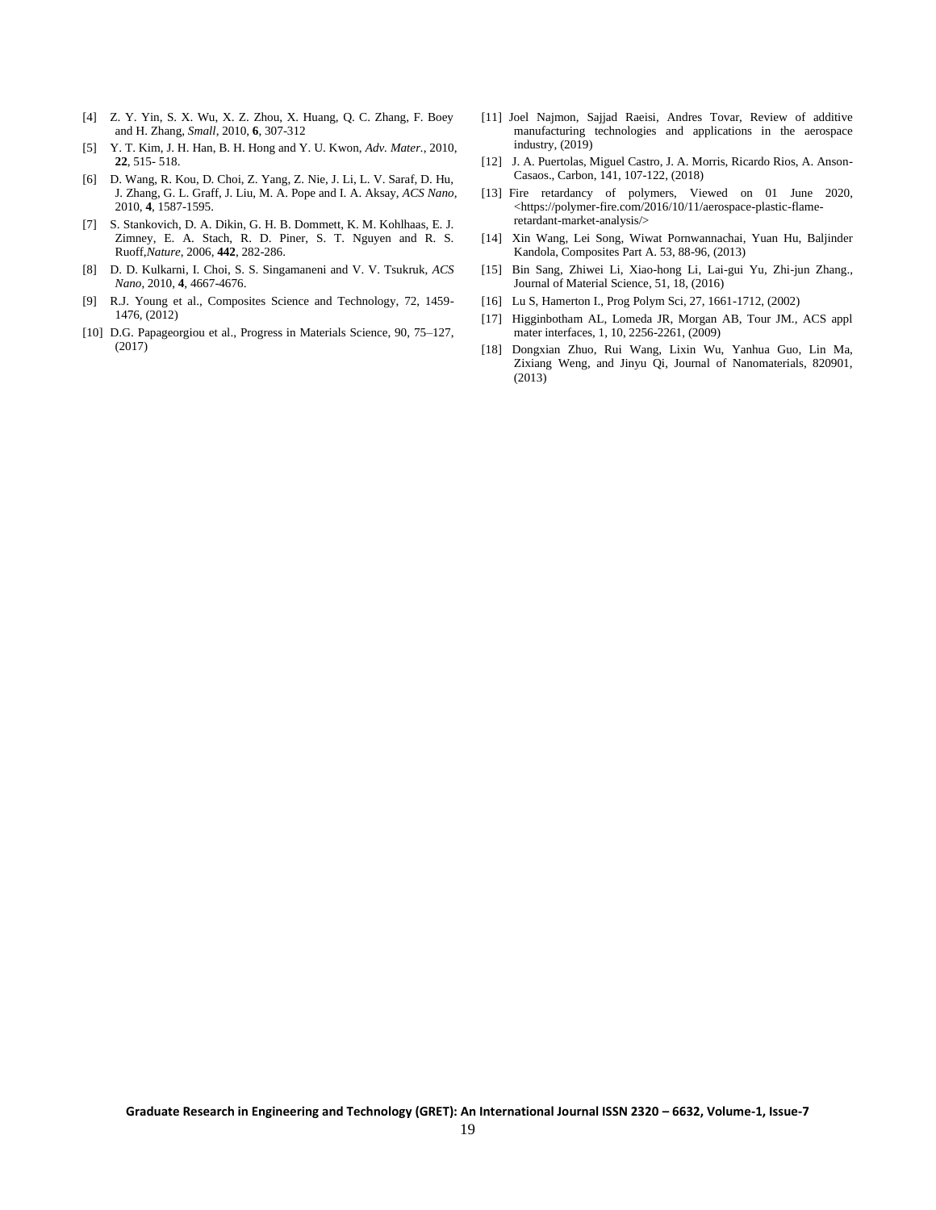[4] Z. Y. Yin, S. X. Wu, X. Z. Zhou, X. Huang, Q. C. Zhang, F. Boey and H. Zhang, *Small*, 2010, **6**, 307-312

[5] Y. T. Kim, J. H. Han, B. H. Hong and Y. U. Kwon, *Adv. Mater.*, 2010, **22**, 515- 518.

[6] D. Wang, R. Kou, D. Choi, Z. Yang, Z. Nie, J. Li, L. V. Saraf, D. Hu, J. Zhang, G. L. Graff, J. Liu, M. A. Pope and I. A. Aksay, *ACS Nano*, 2010, **4**, 1587-1595.

[7] S. Stankovich, D. A. Dikin, G. H. B. Dommett, K. M. Kohlhaas, E. J. Zimney, E. A. Stach, R. D. Piner, S. T. Nguyen and R. S. Ruoff,*Nature*, 2006, **442**, 282-286.

[8] D. D. Kulkarni, I. Choi, S. S. Singamaneni and V. V. Tsukruk, *ACS Nano*, 2010, **4**, 4667-4676.

[9] R.J. Young et al., Composites Science and Technology, 72, 1459-1476, (2012)

[10] D.G. Papageorgiou et al., Progress in Materials Science, 90, 75–127, (2017)

[11] Joel Najmon, Sajjad Raeisi, Andres Tovar, Review of additive manufacturing technologies and applications in the aerospace industry, (2019)

[12] J. A. Puertolas, Miguel Castro, J. A. Morris, Ricardo Rios, A. Anson-Casaos., Carbon, 141, 107-122, (2018)

[13] Fire retardancy of polymers, Viewed on 01 June 2020, <https://polymer-fire.com/2016/10/11/aerospace-plastic-flame-retardant-market-analysis/>

[14] Xin Wang, Lei Song, Wiwat Pornwannachai, Yuan Hu, Baljinder Kandola, Composites Part A. 53, 88-96, (2013)

[15] Bin Sang, Zhiwei Li, Xiao-hong Li, Lai-gui Yu, Zhi-jun Zhang., Journal of Material Science, 51, 18, (2016)

[16] Lu S, Hamerton I., Prog Polym Sci, 27, 1661-1712, (2002)

[17] Higginbotham AL, Lomeda JR, Morgan AB, Tour JM., ACS appl mater interfaces, 1, 10, 2256-2261, (2009)

[18] Dongxian Zhuo, Rui Wang, Lixin Wu, Yanhua Guo, Lin Ma, Zixiang Weng, and Jinyu Qi, Journal of Nanomaterials, 820901, (2013)